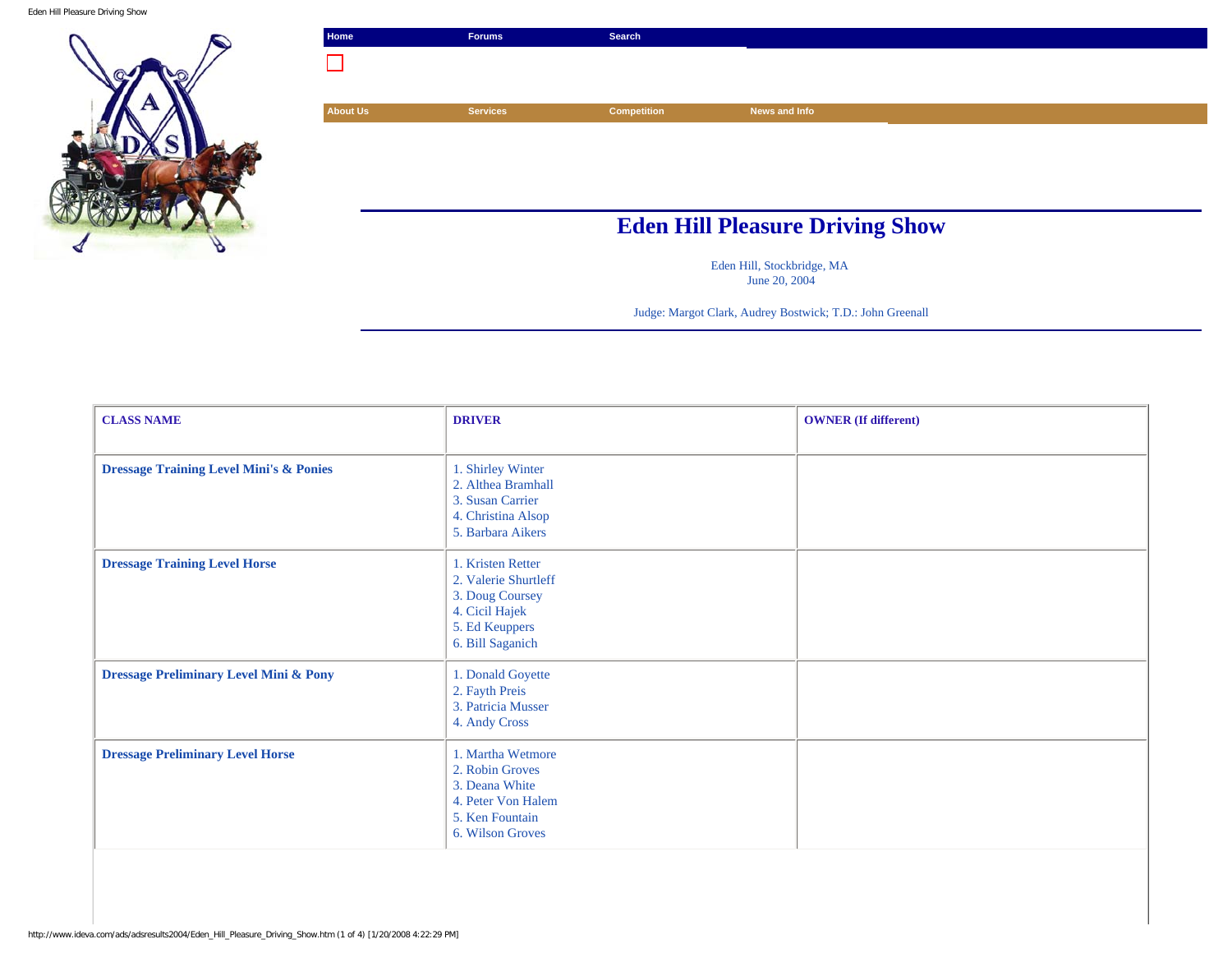Home | Forums | Search

About Us | Services | Competition | News and Info

# Eden Hill Pleasure Driving Show

Eden Hill, Stockbridge, MA
June 20, 2004

Judge: Margot Clark, Audrey Bostwick; T.D.: John Greenall

| CLASS NAME | DRIVER | OWNER (If different) |
|---|---|---|
| Dressage Training Level Mini's & Ponies | 1. Shirley Winter<br>2. Althea Bramhall<br>3. Susan Carrier<br>4. Christina Alsop<br>5. Barbara Aikers | |
| Dressage Training Level Horse | 1. Kristen Retter<br>2. Valerie Shurtleff<br>3. Doug Coursey<br>4. Cicil Hajek<br>5. Ed Keuppers<br>6. Bill Saganich | |
| Dressage Preliminary Level Mini & Pony | 1. Donald Goyette<br>2. Fayth Preis<br>3. Patricia Musser<br>4. Andy Cross | |
| Dressage Preliminary Level Horse | 1. Martha Wetmore<br>2. Robin Groves<br>3. Deana White<br>4. Peter Von Halem<br>5. Ken Fountain<br>6. Wilson Groves | |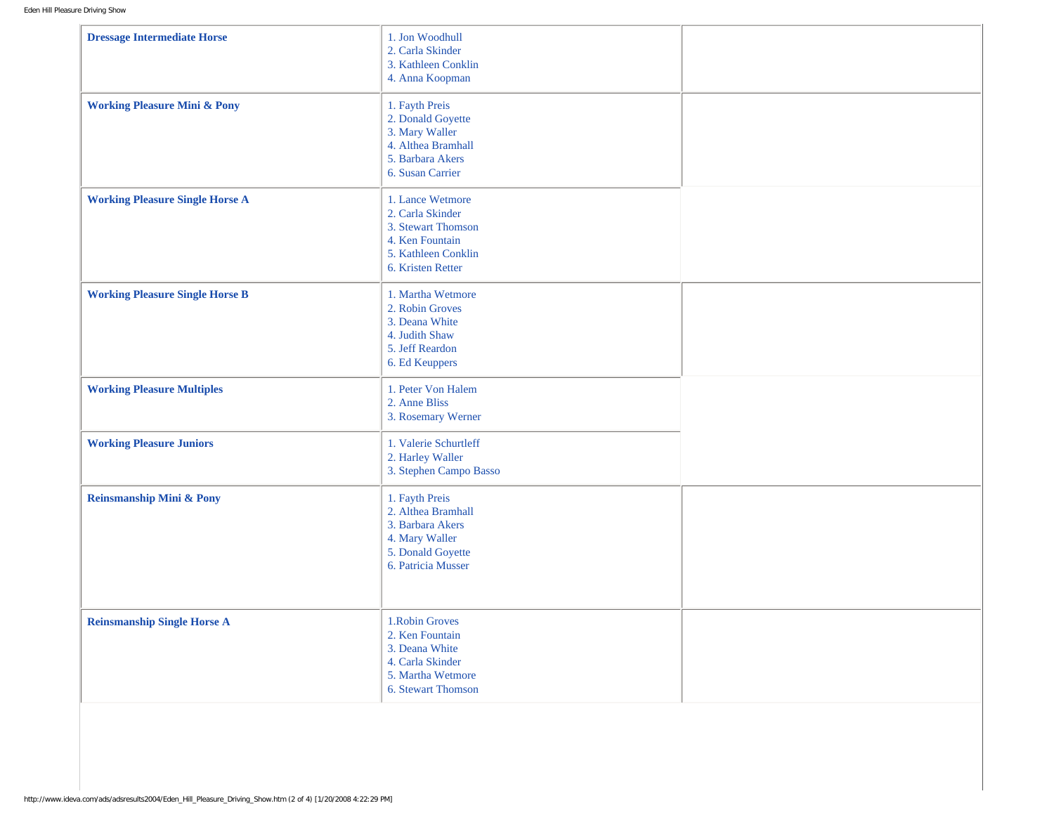| Class | Placings | |
|---|---|---|
| **Dressage Intermediate Horse** | 1. Jon Woodhull<br>2. Carla Skinder<br>3. Kathleen Conklin<br>4. Anna Koopman | |
| **Working Pleasure Mini & Pony** | 1. Fayth Preis<br>2. Donald Goyette<br>3. Mary Waller<br>4. Althea Bramhall<br>5. Barbara Akers<br>6. Susan Carrier | |
| **Working Pleasure Single Horse A** | 1. Lance Wetmore<br>2. Carla Skinder<br>3. Stewart Thomson<br>4. Ken Fountain<br>5. Kathleen Conklin<br>6. Kristen Retter | |
| **Working Pleasure Single Horse B** | 1. Martha Wetmore<br>2. Robin Groves<br>3. Deana White<br>4. Judith Shaw<br>5. Jeff Reardon<br>6. Ed Keuppers | |
| **Working Pleasure Multiples** | 1. Peter Von Halem<br>2. Anne Bliss<br>3. Rosemary Werner | |
| **Working Pleasure Juniors** | 1. Valerie Schurtleff<br>2. Harley Waller<br>3. Stephen Campo Basso | |
| **Reinsmanship Mini & Pony** | 1. Fayth Preis<br>2. Althea Bramhall<br>3. Barbara Akers<br>4. Mary Waller<br>5. Donald Goyette<br>6. Patricia Musser | |
| **Reinsmanship Single Horse A** | 1.Robin Groves<br>2. Ken Fountain<br>3. Deana White<br>4. Carla Skinder<br>5. Martha Wetmore<br>6. Stewart Thomson | |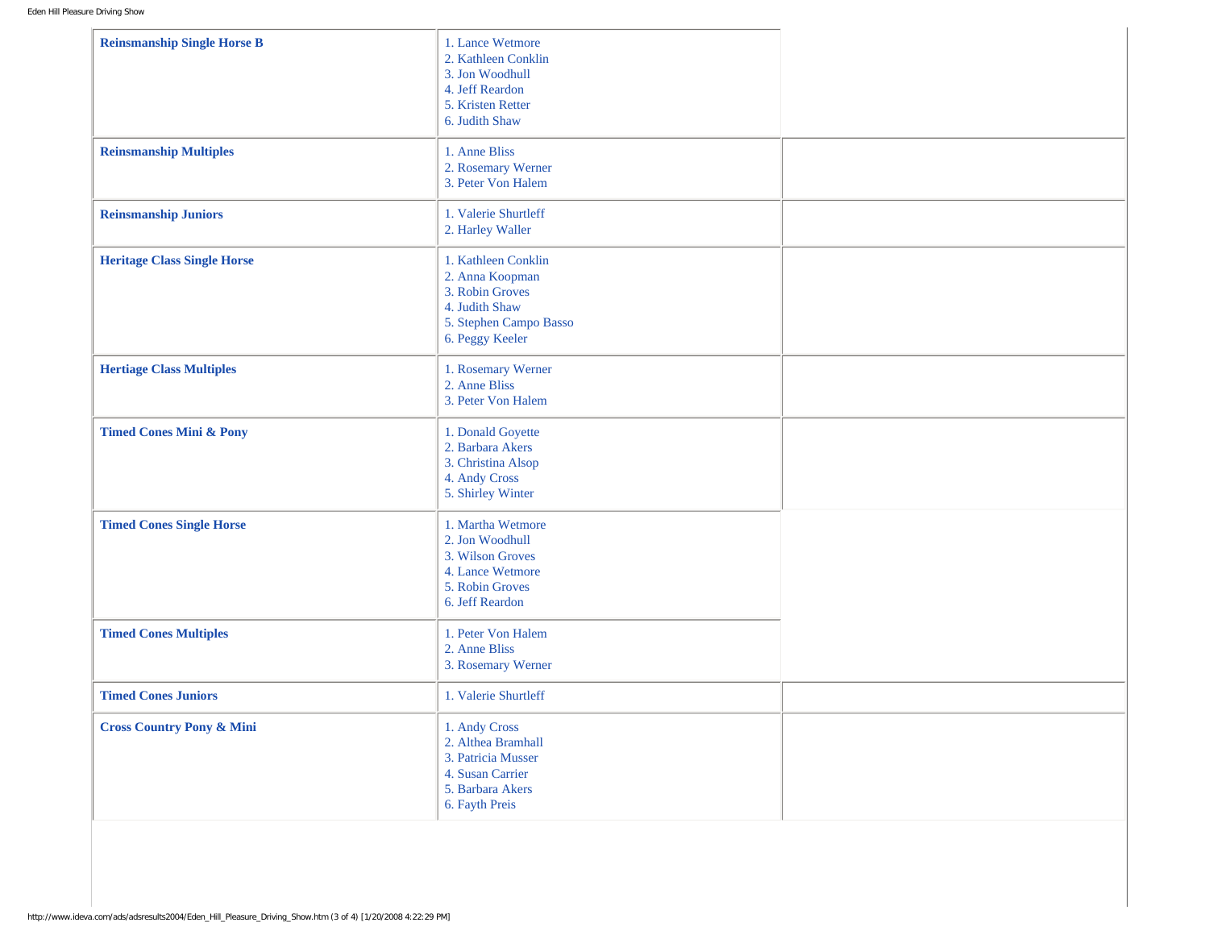| | | |
|---|---|---|
| **Reinsmanship Single Horse B** | 1. Lance Wetmore<br>2. Kathleen Conklin<br>3. Jon Woodhull<br>4. Jeff Reardon<br>5. Kristen Retter<br>6. Judith Shaw | |
| **Reinsmanship Multiples** | 1. Anne Bliss<br>2. Rosemary Werner<br>3. Peter Von Halem | |
| **Reinsmanship Juniors** | 1. Valerie Shurtleff<br>2. Harley Waller | |
| **Heritage Class Single Horse** | 1. Kathleen Conklin<br>2. Anna Koopman<br>3. Robin Groves<br>4. Judith Shaw<br>5. Stephen Campo Basso<br>6. Peggy Keeler | |
| **Hertiage Class Multiples** | 1. Rosemary Werner<br>2. Anne Bliss<br>3. Peter Von Halem | |
| **Timed Cones Mini & Pony** | 1. Donald Goyette<br>2. Barbara Akers<br>3. Christina Alsop<br>4. Andy Cross<br>5. Shirley Winter | |
| **Timed Cones Single Horse** | 1. Martha Wetmore<br>2. Jon Woodhull<br>3. Wilson Groves<br>4. Lance Wetmore<br>5. Robin Groves<br>6. Jeff Reardon | |
| **Timed Cones Multiples** | 1. Peter Von Halem<br>2. Anne Bliss<br>3. Rosemary Werner | |
| **Timed Cones Juniors** | 1. Valerie Shurtleff | |
| **Cross Country Pony & Mini** | 1. Andy Cross<br>2. Althea Bramhall<br>3. Patricia Musser<br>4. Susan Carrier<br>5. Barbara Akers<br>6. Fayth Preis | |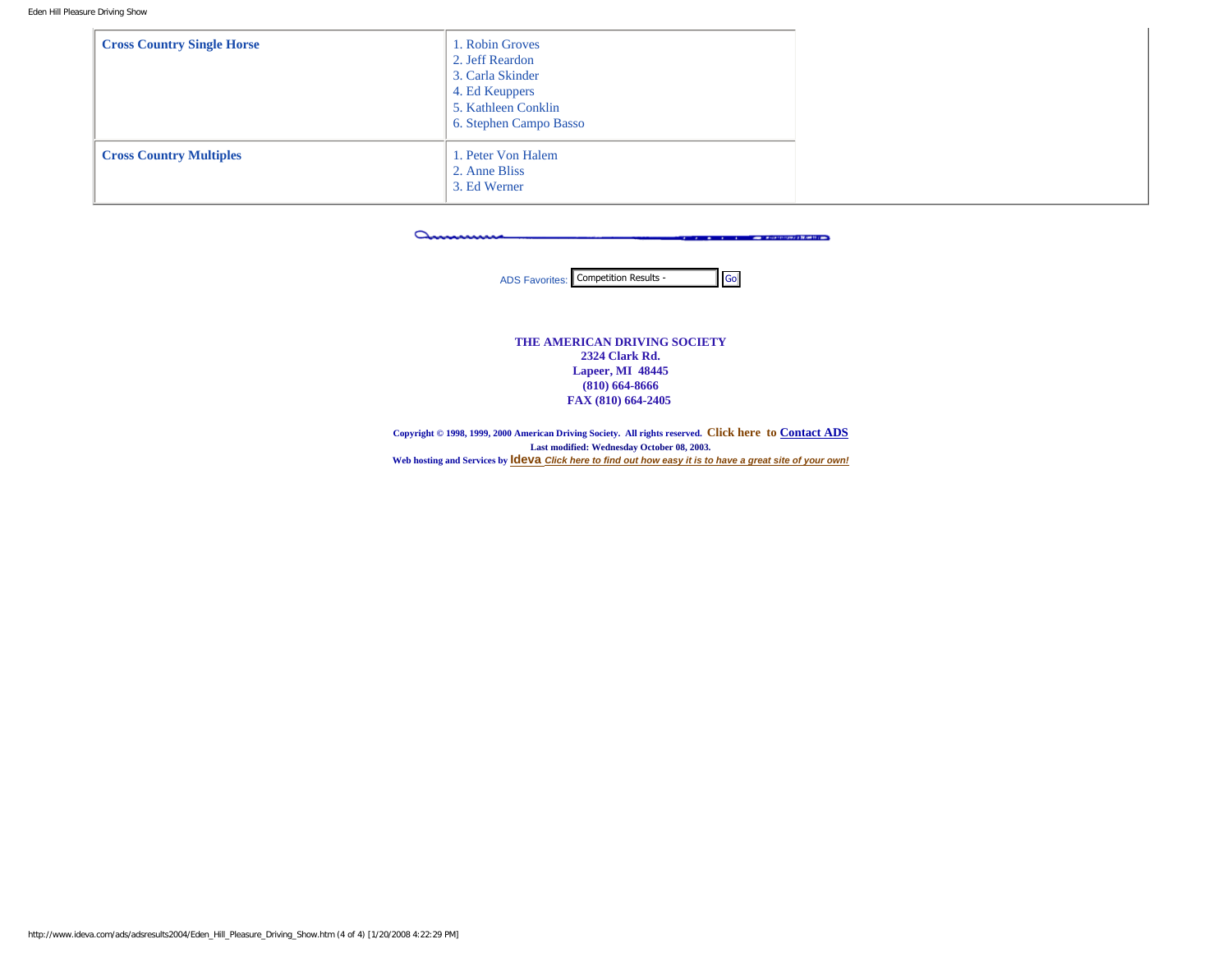| | |
|---|---|
| **Cross Country Single Horse** | 1. Robin Groves<br>2. Jeff Reardon<br>3. Carla Skinder<br>4. Ed Keuppers<br>5. Kathleen Conklin<br>6. Stephen Campo Basso |
| **Cross Country Multiples** | 1. Peter Von Halem<br>2. Anne Bliss<br>3. Ed Werner |

ADS Favorites: Competition Results - Go

**THE AMERICAN DRIVING SOCIETY**
**2324 Clark Rd.**
**Lapeer, MI 48445**
**(810) 664-8666**
**FAX (810) 664-2405**

**Copyright © 1998, 1999, 2000 American Driving Society. All rights reserved.** **Click here to Contact ADS**
**Last modified: Wednesday October 08, 2003.**
**Web hosting and Services by Ideva** ***Click here to find out how easy it is to have a great site of your own!***